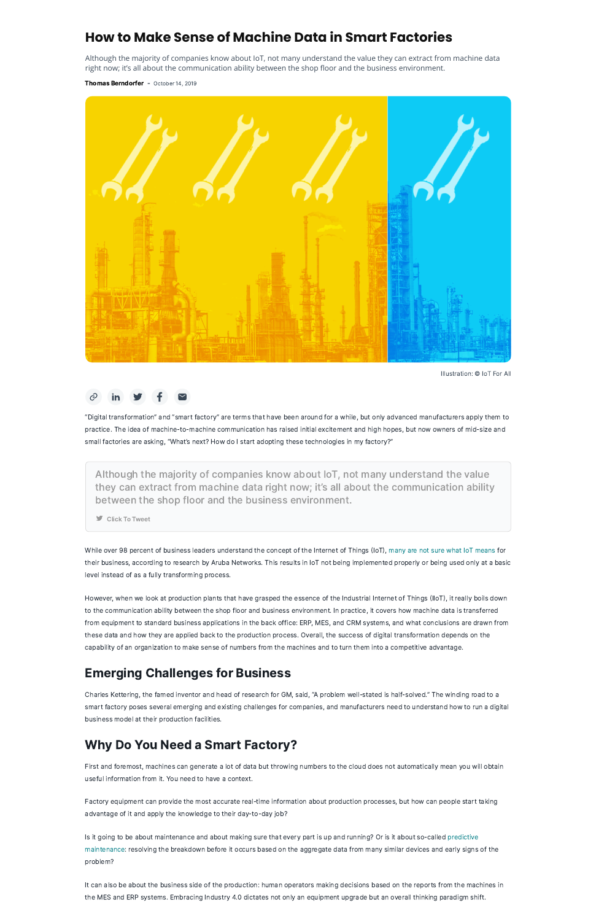# How to Make Sense of Machine Data in Smart Factories

Although the majority of companies know about IoT, not many understand the value they can extract from machine data right now; it's all about the communication ability between the shop floor and the business environment.

**Thomas Berndorfer** - October 14, 2019

Illustration: © IoT For All

"Digital transformation" and "smart factory" are terms that have been around for a while, but only advanced manufacturers apply them to practice. The idea of machine-to-machine communication has raised initial excitement and high hopes, but now owners of mid-size and small factories are asking, "What's next? How do I start adopting these technologies in my factory?"

> Although the majority of companies know about IoT, not many understand the value they can extract from machine data right now; it's all about the communication ability between the shop floor and the business environment.
>
> Click To Tweet

While over 98 percent of business leaders understand the concept of the Internet of Things (IoT), many are not sure what IoT means for their business, according to research by Aruba Networks. This results in IoT not being implemented properly or being used only at a basic level instead of as a fully transforming process.

However, when we look at production plants that have grasped the essence of the Industrial Internet of Things (IIoT), it really boils down to the communication ability between the shop floor and business environment. In practice, it covers how machine data is transferred from equipment to standard business applications in the back office: ERP, MES, and CRM systems, and what conclusions are drawn from these data and how they are applied back to the production process. Overall, the success of digital transformation depends on the capability of an organization to make sense of numbers from the machines and to turn them into a competitive advantage.

## Emerging Challenges for Business

Charles Kettering, the famed inventor and head of research for GM, said, "A problem well-stated is half-solved." The winding road to a smart factory poses several emerging and existing challenges for companies, and manufacturers need to understand how to run a digital business model at their production facilities.

## Why Do You Need a Smart Factory?

First and foremost, machines can generate a lot of data but throwing numbers to the cloud does not automatically mean you will obtain useful information from it. You need to have a context.

Factory equipment can provide the most accurate real-time information about production processes, but how can people start taking advantage of it and apply the knowledge to their day-to-day job?

Is it going to be about maintenance and about making sure that every part is up and running? Or is it about so-called predictive maintenance: resolving the breakdown before it occurs based on the aggregate data from many similar devices and early signs of the problem?

It can also be about the business side of the production: human operators making decisions based on the reports from the machines in the MES and ERP systems. Embracing Industry 4.0 dictates not only an equipment upgrade but an overall thinking paradigm shift.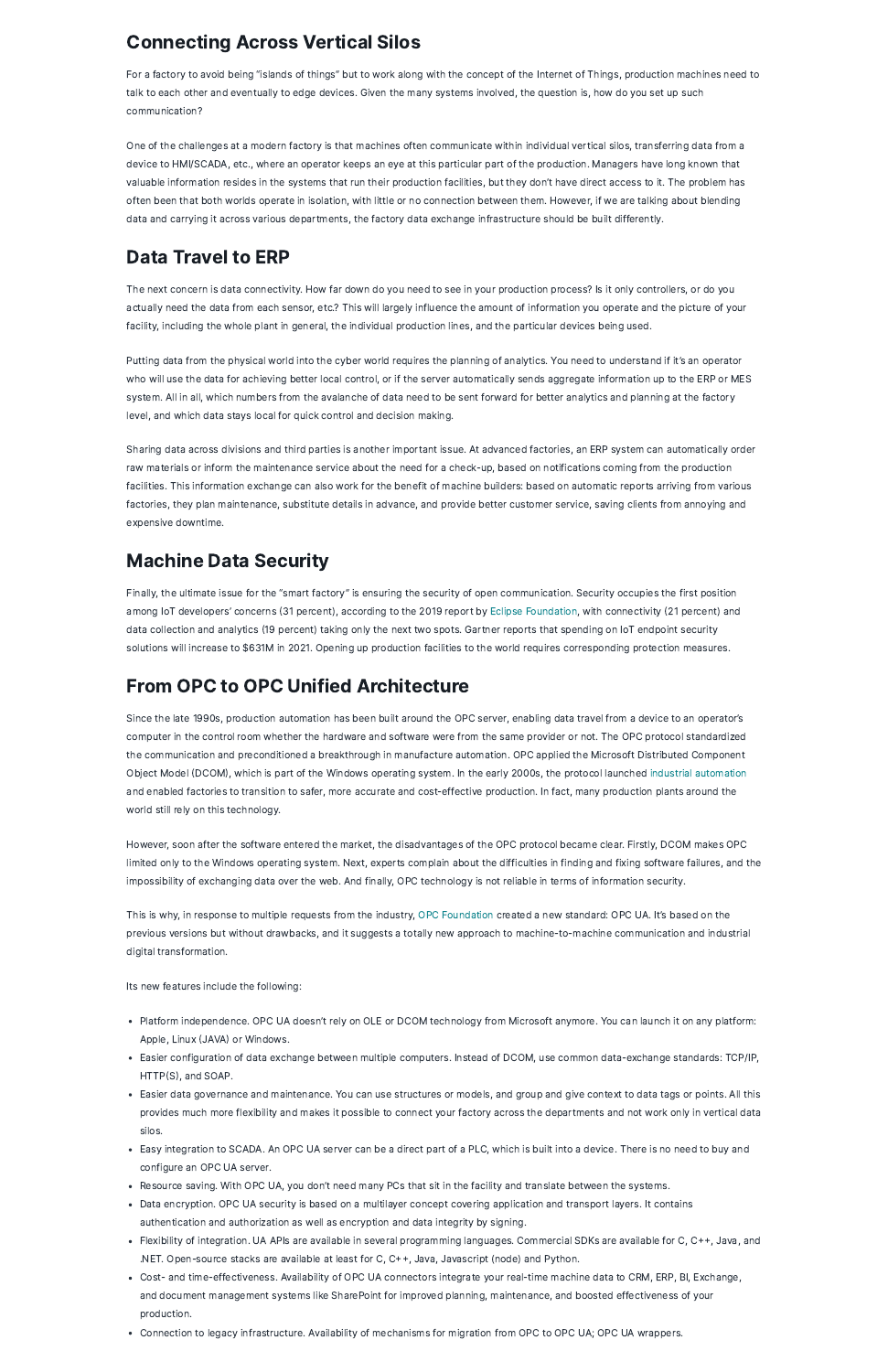## Connecting Across Vertical Silos

For a factory to avoid being "islands of things" but to work along with the concept of the Internet of Things, production machines need to talk to each other and eventually to edge devices. Given the many systems involved, the question is, how do you set up such communication?

One of the challenges at a modern factory is that machines often communicate within individual vertical silos, transferring data from a device to HMI/SCADA, etc., where an operator keeps an eye at this particular part of the production. Managers have long known that valuable information resides in the systems that run their production facilities, but they don't have direct access to it. The problem has often been that both worlds operate in isolation, with little or no connection between them. However, if we are talking about blending data and carrying it across various departments, the factory data exchange infrastructure should be built differently.

## Data Travel to ERP

The next concern is data connectivity. How far down do you need to see in your production process? Is it only controllers, or do you actually need the data from each sensor, etc.? This will largely influence the amount of information you operate and the picture of your facility, including the whole plant in general, the individual production lines, and the particular devices being used.

Putting data from the physical world into the cyber world requires the planning of analytics. You need to understand if it's an operator who will use the data for achieving better local control, or if the server automatically sends aggregate information up to the ERP or MES system. All in all, which numbers from the avalanche of data need to be sent forward for better analytics and planning at the factory level, and which data stays local for quick control and decision making.

Sharing data across divisions and third parties is another important issue. At advanced factories, an ERP system can automatically order raw materials or inform the maintenance service about the need for a check-up, based on notifications coming from the production facilities. This information exchange can also work for the benefit of machine builders: based on automatic reports arriving from various factories, they plan maintenance, substitute details in advance, and provide better customer service, saving clients from annoying and expensive downtime.

## Machine Data Security

Finally, the ultimate issue for the "smart factory" is ensuring the security of open communication. Security occupies the first position among IoT developers' concerns (31 percent), according to the 2019 report by Eclipse Foundation, with connectivity (21 percent) and data collection and analytics (19 percent) taking only the next two spots. Gartner reports that spending on IoT endpoint security solutions will increase to $631M in 2021. Opening up production facilities to the world requires corresponding protection measures.

## From OPC to OPC Unified Architecture

Since the late 1990s, production automation has been built around the OPC server, enabling data travel from a device to an operator's computer in the control room whether the hardware and software were from the same provider or not. The OPC protocol standardized the communication and preconditioned a breakthrough in manufacture automation. OPC applied the Microsoft Distributed Component Object Model (DCOM), which is part of the Windows operating system. In the early 2000s, the protocol launched industrial automation and enabled factories to transition to safer, more accurate and cost-effective production. In fact, many production plants around the world still rely on this technology.

However, soon after the software entered the market, the disadvantages of the OPC protocol became clear. Firstly, DCOM makes OPC limited only to the Windows operating system. Next, experts complain about the difficulties in finding and fixing software failures, and the impossibility of exchanging data over the web. And finally, OPC technology is not reliable in terms of information security.

This is why, in response to multiple requests from the industry, OPC Foundation created a new standard: OPC UA. It's based on the previous versions but without drawbacks, and it suggests a totally new approach to machine-to-machine communication and industrial digital transformation.

Its new features include the following:

- Platform independence. OPC UA doesn't rely on OLE or DCOM technology from Microsoft anymore. You can launch it on any platform: Apple, Linux (JAVA) or Windows.
- Easier configuration of data exchange between multiple computers. Instead of DCOM, use common data-exchange standards: TCP/IP, HTTP(S), and SOAP.
- Easier data governance and maintenance. You can use structures or models, and group and give context to data tags or points. All this provides much more flexibility and makes it possible to connect your factory across the departments and not work only in vertical data silos.
- Easy integration to SCADA. An OPC UA server can be a direct part of a PLC, which is built into a device. There is no need to buy and configure an OPC UA server.
- Resource saving. With OPC UA, you don't need many PCs that sit in the facility and translate between the systems.
- Data encryption. OPC UA security is based on a multilayer concept covering application and transport layers. It contains authentication and authorization as well as encryption and data integrity by signing.
- Flexibility of integration. UA APIs are available in several programming languages. Commercial SDKs are available for C, C++, Java, and .NET. Open-source stacks are available at least for C, C++, Java, Javascript (node) and Python.
- Cost- and time-effectiveness. Availability of OPC UA connectors integrate your real-time machine data to CRM, ERP, BI, Exchange, and document management systems like SharePoint for improved planning, maintenance, and boosted effectiveness of your production.
- Connection to legacy infrastructure. Availability of mechanisms for migration from OPC to OPC UA; OPC UA wrappers.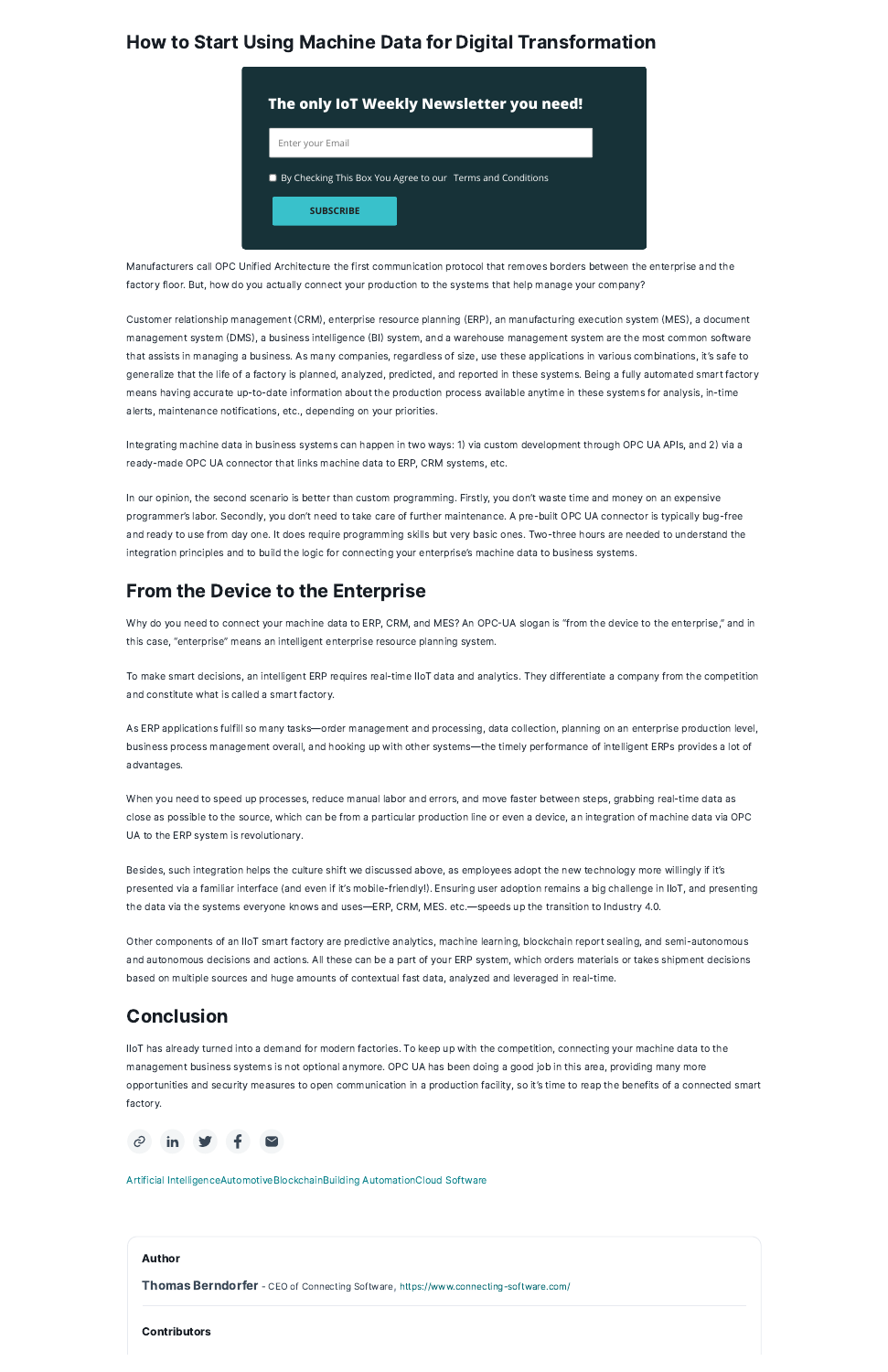# How to Start Using Machine Data for Digital Transformation

**The only IoT Weekly Newsletter you need!**

Enter your Email

By Checking This Box You Agree to our Terms and Conditions

SUBSCRIBE

Manufacturers call OPC Unified Architecture the first communication protocol that removes borders between the enterprise and the factory floor. But, how do you actually connect your production to the systems that help manage your company?

Customer relationship management (CRM), enterprise resource planning (ERP), an manufacturing execution system (MES), a document management system (DMS), a business intelligence (BI) system, and a warehouse management system are the most common software that assists in managing a business. As many companies, regardless of size, use these applications in various combinations, it's safe to generalize that the life of a factory is planned, analyzed, predicted, and reported in these systems. Being a fully automated smart factory means having accurate up-to-date information about the production process available anytime in these systems for analysis, in-time alerts, maintenance notifications, etc., depending on your priorities.

Integrating machine data in business systems can happen in two ways: 1) via custom development through OPC UA APIs, and 2) via a ready-made OPC UA connector that links machine data to ERP, CRM systems, etc.

In our opinion, the second scenario is better than custom programming. Firstly, you don't waste time and money on an expensive programmer's labor. Secondly, you don't need to take care of further maintenance. A pre-built OPC UA connector is typically bug-free and ready to use from day one. It does require programming skills but very basic ones. Two-three hours are needed to understand the integration principles and to build the logic for connecting your enterprise's machine data to business systems.

## From the Device to the Enterprise

Why do you need to connect your machine data to ERP, CRM, and MES? An OPC-UA slogan is "from the device to the enterprise," and in this case, "enterprise" means an intelligent enterprise resource planning system.

To make smart decisions, an intelligent ERP requires real-time IIoT data and analytics. They differentiate a company from the competition and constitute what is called a smart factory.

As ERP applications fulfill so many tasks—order management and processing, data collection, planning on an enterprise production level, business process management overall, and hooking up with other systems—the timely performance of intelligent ERPs provides a lot of advantages.

When you need to speed up processes, reduce manual labor and errors, and move faster between steps, grabbing real-time data as close as possible to the source, which can be from a particular production line or even a device, an integration of machine data via OPC UA to the ERP system is revolutionary.

Besides, such integration helps the culture shift we discussed above, as employees adopt the new technology more willingly if it's presented via a familiar interface (and even if it's mobile-friendly!). Ensuring user adoption remains a big challenge in IIoT, and presenting the data via the systems everyone knows and uses—ERP, CRM, MES. etc.—speeds up the transition to Industry 4.0.

Other components of an IIoT smart factory are predictive analytics, machine learning, blockchain report sealing, and semi-autonomous and autonomous decisions and actions. All these can be a part of your ERP system, which orders materials or takes shipment decisions based on multiple sources and huge amounts of contextual fast data, analyzed and leveraged in real-time.

## Conclusion

IIoT has already turned into a demand for modern factories. To keep up with the competition, connecting your machine data to the management business systems is not optional anymore. OPC UA has been doing a good job in this area, providing many more opportunities and security measures to open communication in a production facility, so it's time to reap the benefits of a connected smart factory.

Artificial Intelligence Automotive Blockchain Building Automation Cloud Software

**Author**

**Thomas Berndorfer** - CEO of Connecting Software, https://www.connecting-software.com/

**Contributors**